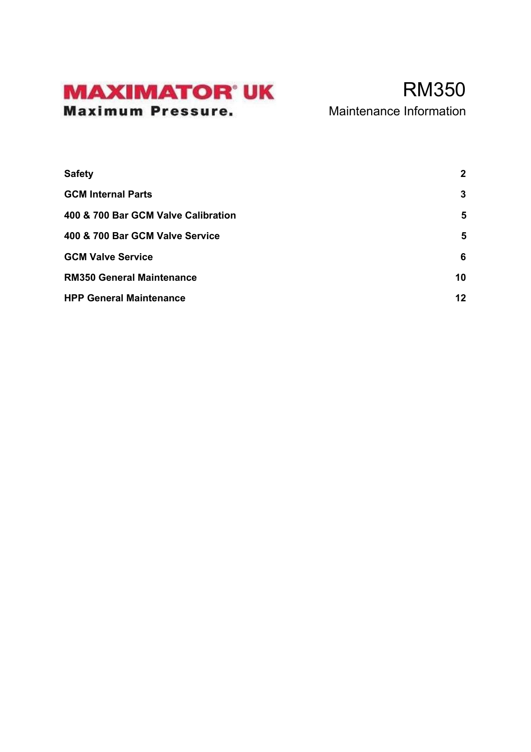**MAXIMATOR® UK**
**Maximum Pressure.**

# RM350

## Maintenance Information

| | |
|---|---|
| **Safety** | **2** |
| **GCM Internal Parts** | **3** |
| **400 & 700 Bar GCM Valve Calibration** | **5** |
| **400 & 700 Bar GCM Valve Service** | **5** |
| **GCM Valve Service** | **6** |
| **RM350 General Maintenance** | **10** |
| **HPP General Maintenance** | **12** |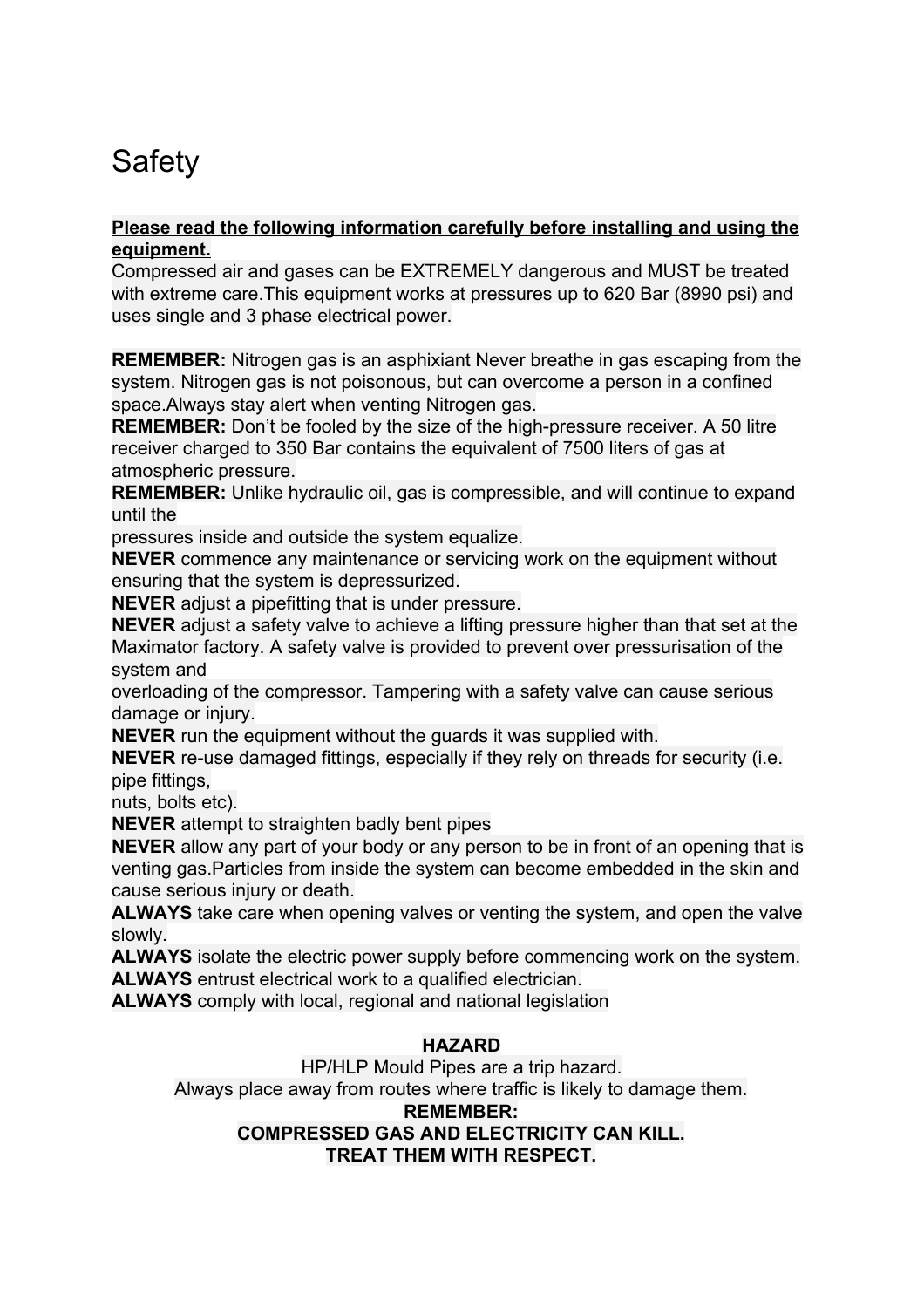# Safety

**Please read the following information carefully before installing and using the equipment.**

Compressed air and gases can be EXTREMELY dangerous and MUST be treated with extreme care.This equipment works at pressures up to 620 Bar (8990 psi) and uses single and 3 phase electrical power.

**REMEMBER:** Nitrogen gas is an asphixiant Never breathe in gas escaping from the system. Nitrogen gas is not poisonous, but can overcome a person in a confined space.Always stay alert when venting Nitrogen gas.
**REMEMBER:** Don't be fooled by the size of the high-pressure receiver. A 50 litre receiver charged to 350 Bar contains the equivalent of 7500 liters of gas at atmospheric pressure.
**REMEMBER:** Unlike hydraulic oil, gas is compressible, and will continue to expand until the pressures inside and outside the system equalize.
**NEVER** commence any maintenance or servicing work on the equipment without ensuring that the system is depressurized.
**NEVER** adjust a pipefitting that is under pressure.
**NEVER** adjust a safety valve to achieve a lifting pressure higher than that set at the Maximator factory. A safety valve is provided to prevent over pressurisation of the system and overloading of the compressor. Tampering with a safety valve can cause serious damage or injury.
**NEVER** run the equipment without the guards it was supplied with.
**NEVER** re-use damaged fittings, especially if they rely on threads for security (i.e. pipe fittings, nuts, bolts etc).
**NEVER** attempt to straighten badly bent pipes
**NEVER** allow any part of your body or any person to be in front of an opening that is venting gas.Particles from inside the system can become embedded in the skin and cause serious injury or death.
**ALWAYS** take care when opening valves or venting the system, and open the valve slowly.
**ALWAYS** isolate the electric power supply before commencing work on the system.
**ALWAYS** entrust electrical work to a qualified electrician.
**ALWAYS** comply with local, regional and national legislation

**HAZARD**

HP/HLP Mould Pipes are a trip hazard.
Always place away from routes where traffic is likely to damage them.

**REMEMBER:**
**COMPRESSED GAS AND ELECTRICITY CAN KILL.**
**TREAT THEM WITH RESPECT.**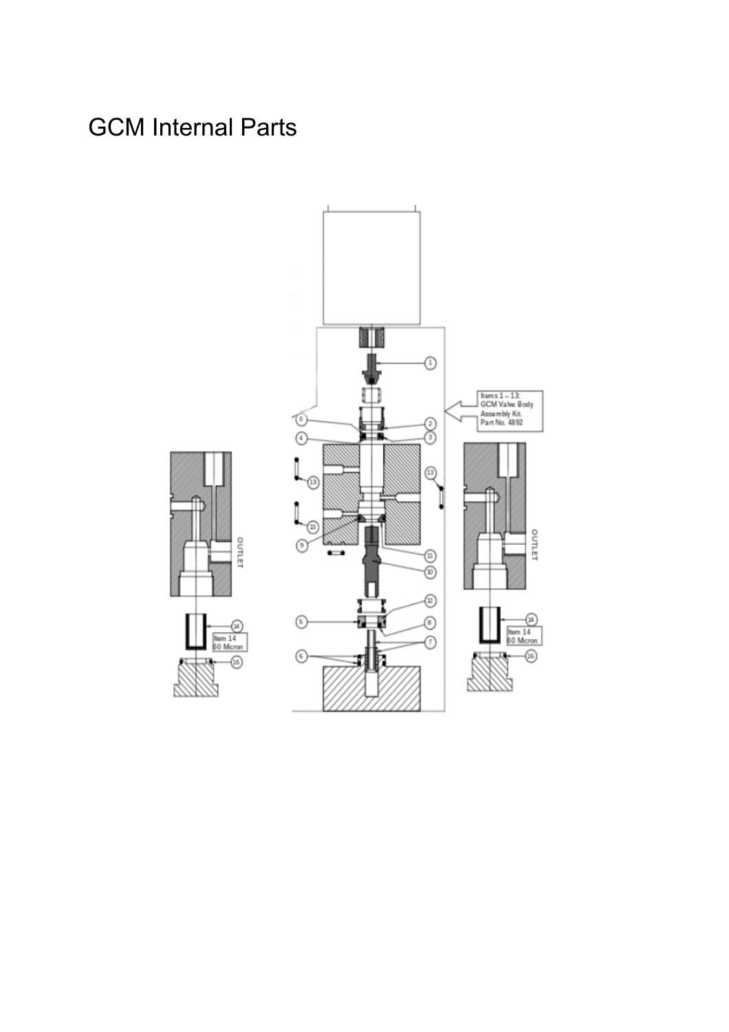# GCM Internal Parts

Items 1 – 13: GCM Valve Body Assembly Kit. Part No. 4892

OUTLET

Item 14 60 Micron

OUTLET

Item 14 60 Micron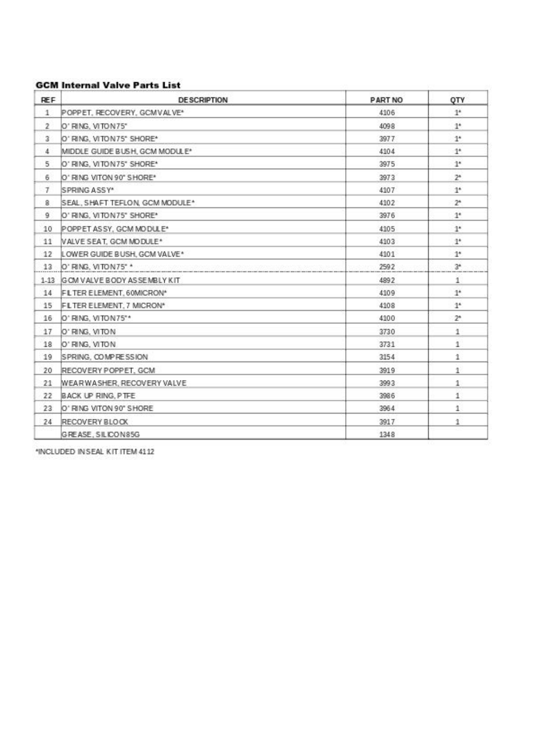### GCM Internal Valve Parts List

| REF | DESCRIPTION | PART NO | QTY |
|---|---|---|---|
| 1 | POPPET, RECOVERY, GCM VALVE* | 4106 | 1* |
| 2 | O' RING, VITON 75" | 4098 | 1* |
| 3 | O' RING, VITON 75" SHORE* | 3977 | 1* |
| 4 | MIDDLE GUIDE BUSH, GCM MODULE* | 4104 | 1* |
| 5 | O' RING, VITON 75" SHORE* | 3975 | 1* |
| 6 | O' RING VITON 90" SHORE* | 3973 | 2* |
| 7 | SPRING ASSY* | 4107 | 1* |
| 8 | SEAL, SHAFT TEFLON, GCM MODULE* | 4102 | 2* |
| 9 | O' RING, VITON 75" SHORE* | 3976 | 1* |
| 10 | POPPET ASSY, GCM MODULE* | 4105 | 1* |
| 11 | VALVE SEAT, GCM MODULE* | 4103 | 1* |
| 12 | LOWER GUIDE BUSH, GCM VALVE* | 4101 | 1* |
| 13 | O' RING, VITON 75" * | 2592 | 3* |
| 1-13 | GCM VALVE BODY ASSEMBLY KIT | 4892 | 1 |
| 14 | FILTER ELEMENT, 60MICRON* | 4109 | 1* |
| 15 | FILTER ELEMENT, 7 MICRON* | 4108 | 1* |
| 16 | O' RING, VITON 75"* | 4100 | 2* |
| 17 | O' RING, VITON | 3730 | 1 |
| 18 | O' RING, VITON | 3731 | 1 |
| 19 | SPRING, COMPRESSION | 3154 | 1 |
| 20 | RECOVERY POPPET, GCM | 3919 | 1 |
| 21 | WEARWASHER, RECOVERY VALVE | 3993 | 1 |
| 22 | BACK UP RING, PTFE | 3986 | 1 |
| 23 | O' RING VITON 90" SHORE | 3964 | 1 |
| 24 | RECOVERY BLOCK | 3917 | 1 |
| | GREASE, SILICON 85G | 1348 | |

*INCLUDED IN SEAL KIT ITEM 4112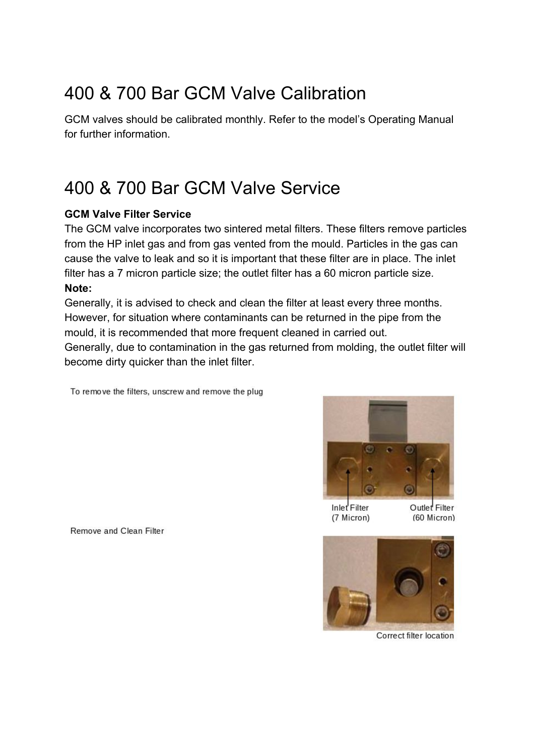# 400 & 700 Bar GCM Valve Calibration

GCM valves should be calibrated monthly. Refer to the model's Operating Manual for further information.

# 400 & 700 Bar GCM Valve Service

**GCM Valve Filter Service**

The GCM valve incorporates two sintered metal filters. These filters remove particles from the HP inlet gas and from gas vented from the mould. Particles in the gas can cause the valve to leak and so it is important that these filter are in place. The inlet filter has a 7 micron particle size; the outlet filter has a 60 micron particle size.

**Note:**

Generally, it is advised to check and clean the filter at least every three months. However, for situation where contaminants can be returned in the pipe from the mould, it is recommended that more frequent cleaned in carried out.

Generally, due to contamination in the gas returned from molding, the outlet filter will become dirty quicker than the inlet filter.

To remove the filters, unscrew and remove the plug

Inlet Filter (7 Micron)

Outlet Filter (60 Micron)

Remove and Clean Filter

Correct filter location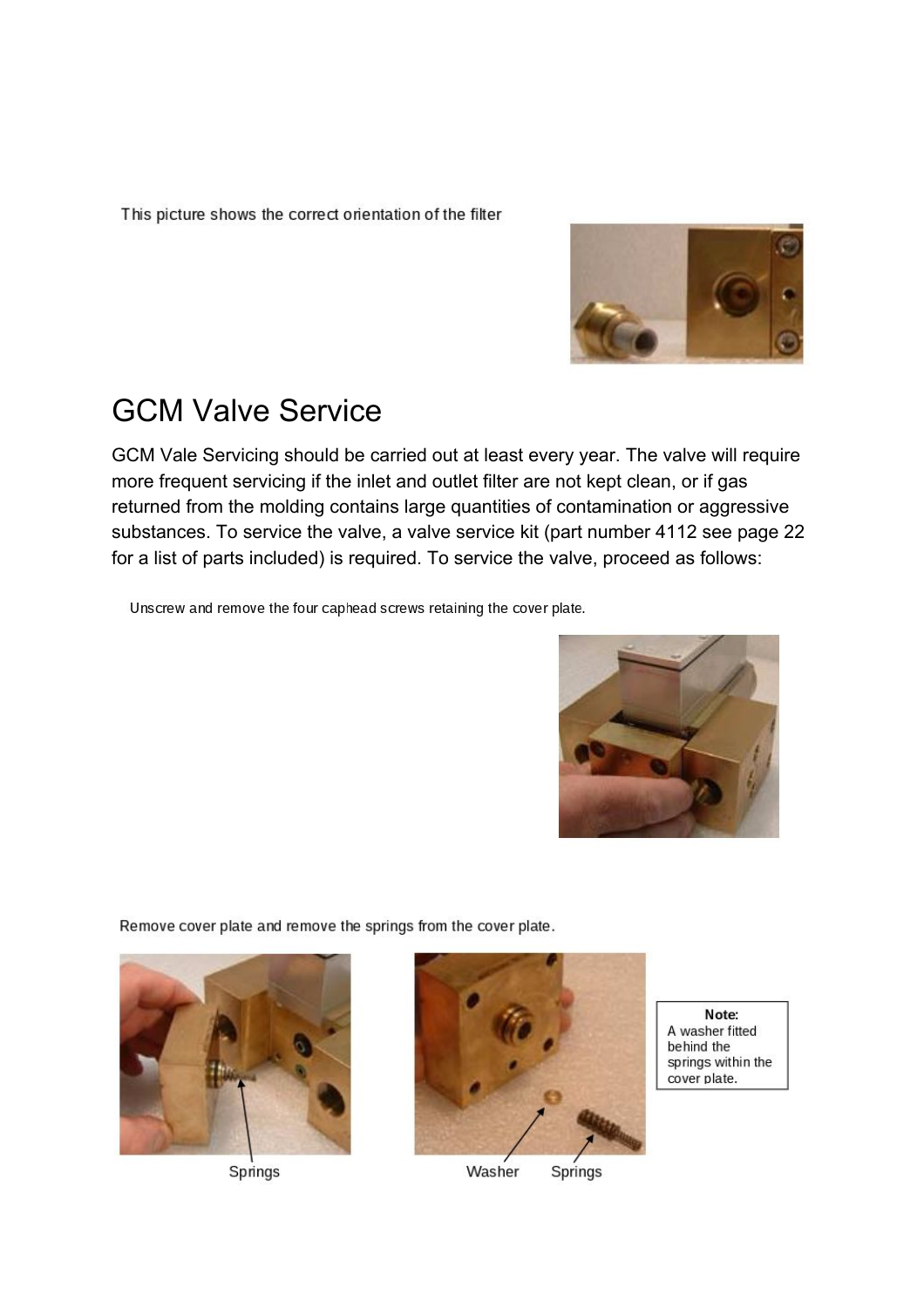This picture shows the correct orientation of the filter

# GCM Valve Service

GCM Vale Servicing should be carried out at least every year. The valve will require more frequent servicing if the inlet and outlet filter are not kept clean, or if gas returned from the molding contains large quantities of contamination or aggressive substances. To service the valve, a valve service kit (part number 4112 see page 22 for a list of parts included) is required. To service the valve, proceed as follows:

Unscrew and remove the four caphead screws retaining the cover plate.

Remove cover plate and remove the springs from the cover plate.

Springs

Washer Springs

**Note:**
A washer fitted behind the springs within the cover plate.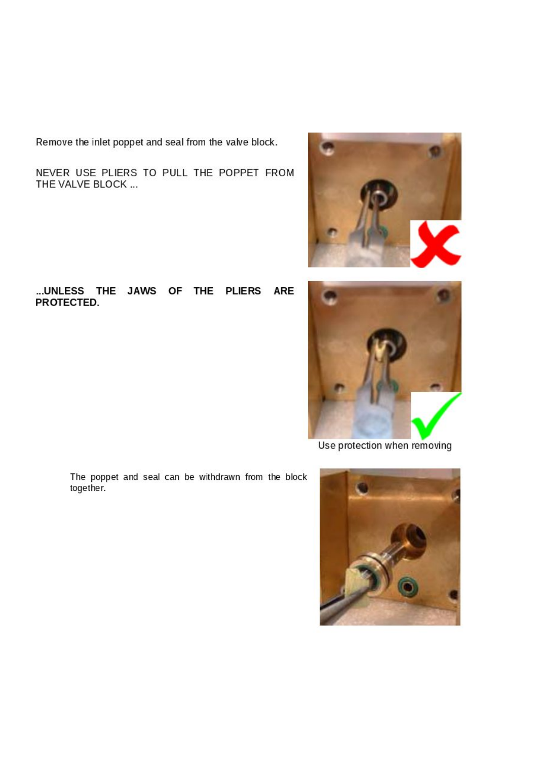Remove the inlet poppet and seal from the valve block.

NEVER USE PLIERS TO PULL THE POPPET FROM THE VALVE BLOCK ...

**...UNLESS THE JAWS OF THE PLIERS ARE PROTECTED.**

Use protection when removing

The poppet and seal can be withdrawn from the block together.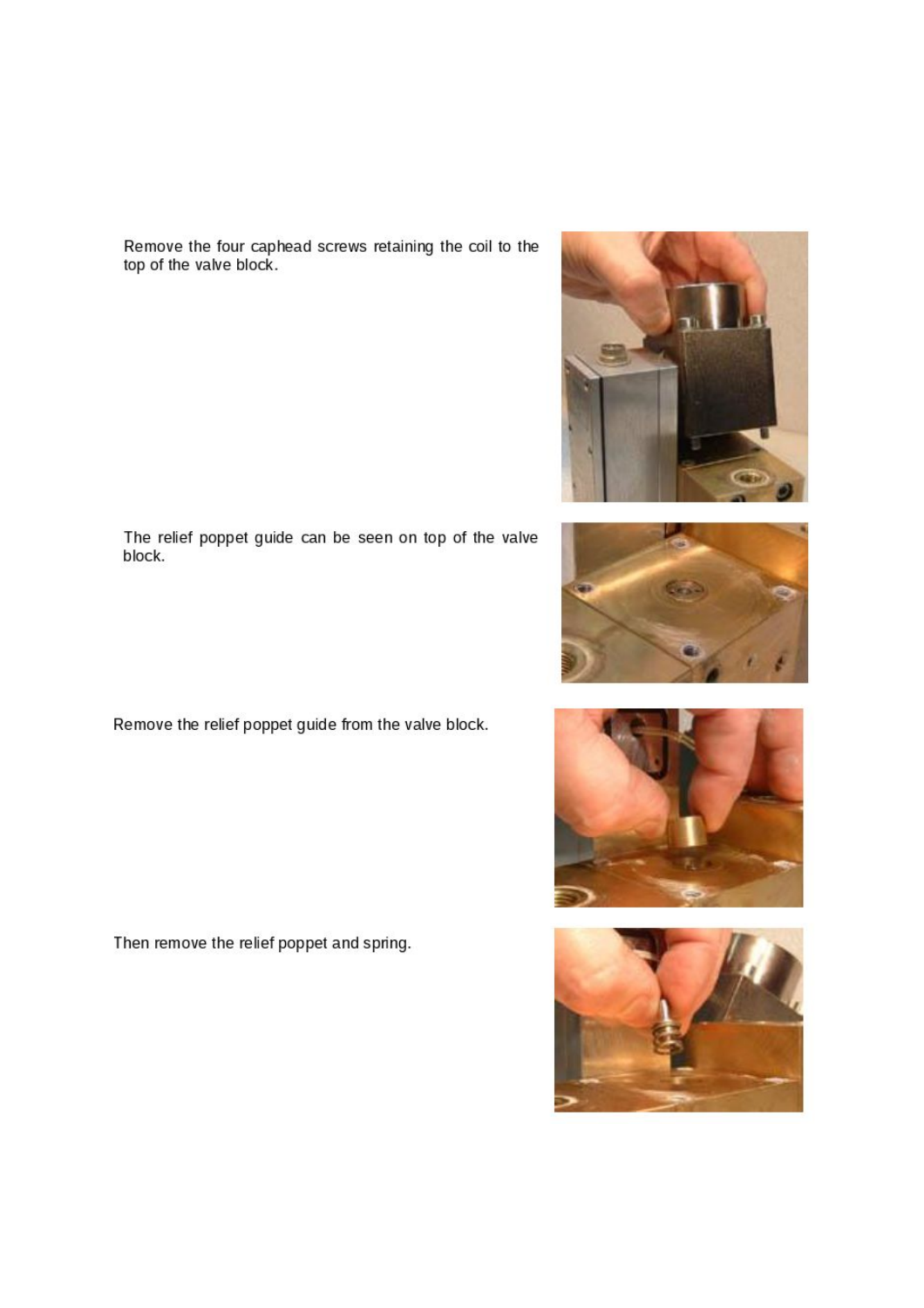Remove the four caphead screws retaining the coil to the top of the valve block.

The relief poppet guide can be seen on top of the valve block.

Remove the relief poppet guide from the valve block.

Then remove the relief poppet and spring.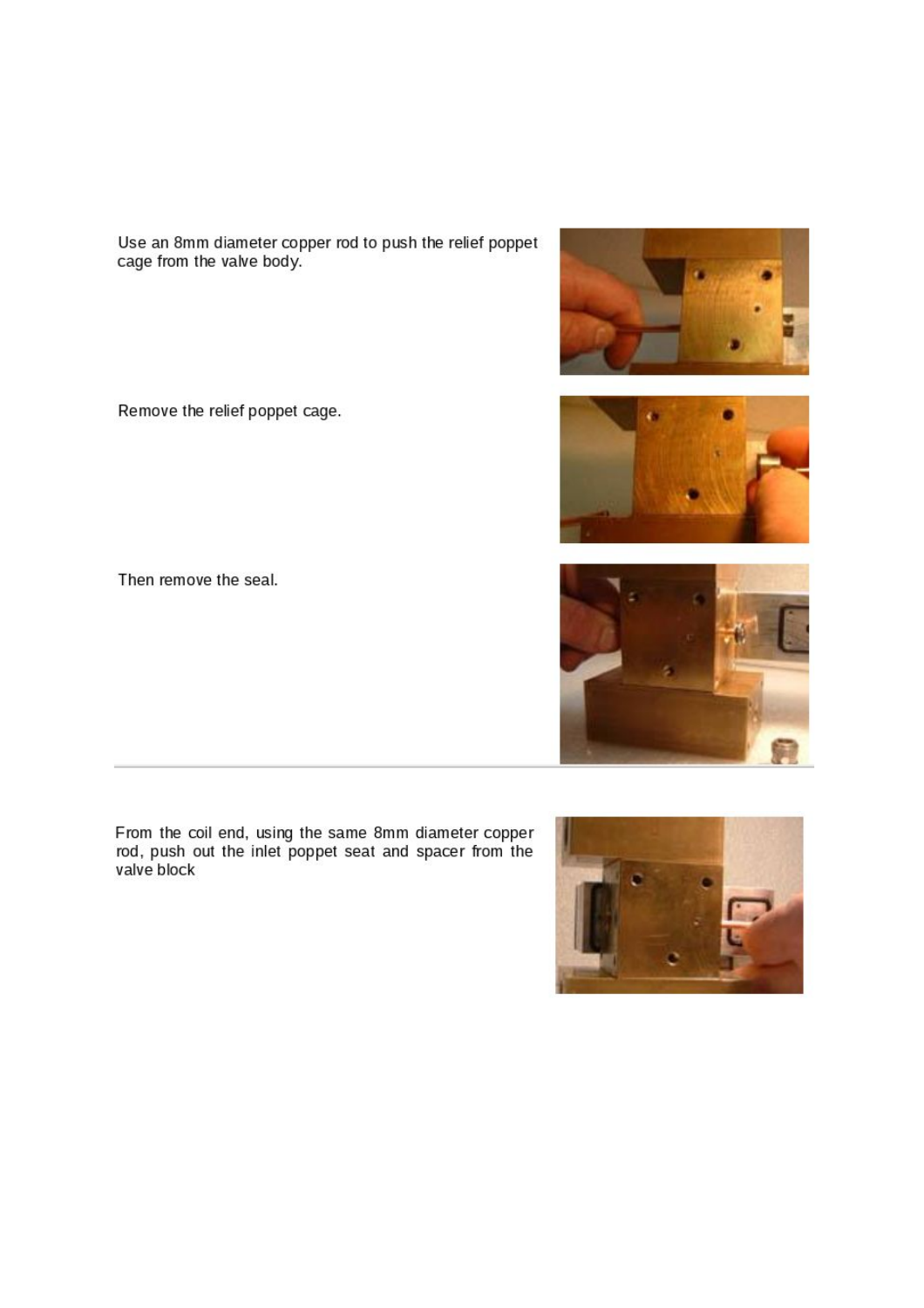Use an 8mm diameter copper rod to push the relief poppet cage from the valve body.

Remove the relief poppet cage.

Then remove the seal.

---

From the coil end, using the same 8mm diameter copper rod, push out the inlet poppet seat and spacer from the valve block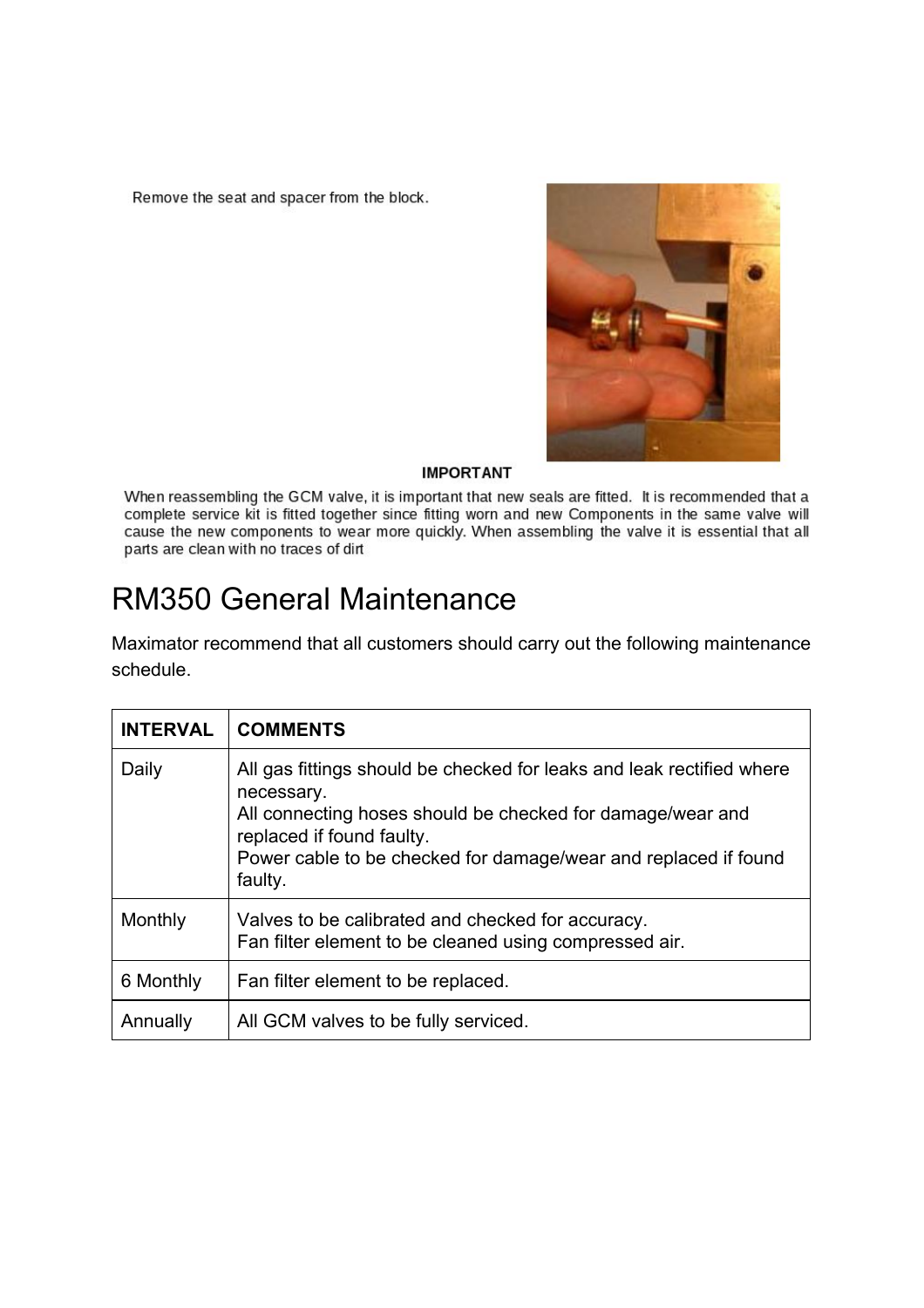Remove the seat and spacer from the block.

**IMPORTANT**

When reassembling the GCM valve, it is important that new seals are fitted. It is recommended that a complete service kit is fitted together since fitting worn and new Components in the same valve will cause the new components to wear more quickly. When assembling the valve it is essential that all parts are clean with no traces of dirt

# RM350 General Maintenance

Maximator recommend that all customers should carry out the following maintenance schedule.

| INTERVAL | COMMENTS |
| --- | --- |
| Daily | All gas fittings should be checked for leaks and leak rectified where necessary.<br>All connecting hoses should be checked for damage/wear and replaced if found faulty.<br>Power cable to be checked for damage/wear and replaced if found faulty. |
| Monthly | Valves to be calibrated and checked for accuracy.<br>Fan filter element to be cleaned using compressed air. |
| 6 Monthly | Fan filter element to be replaced. |
| Annually | All GCM valves to be fully serviced. |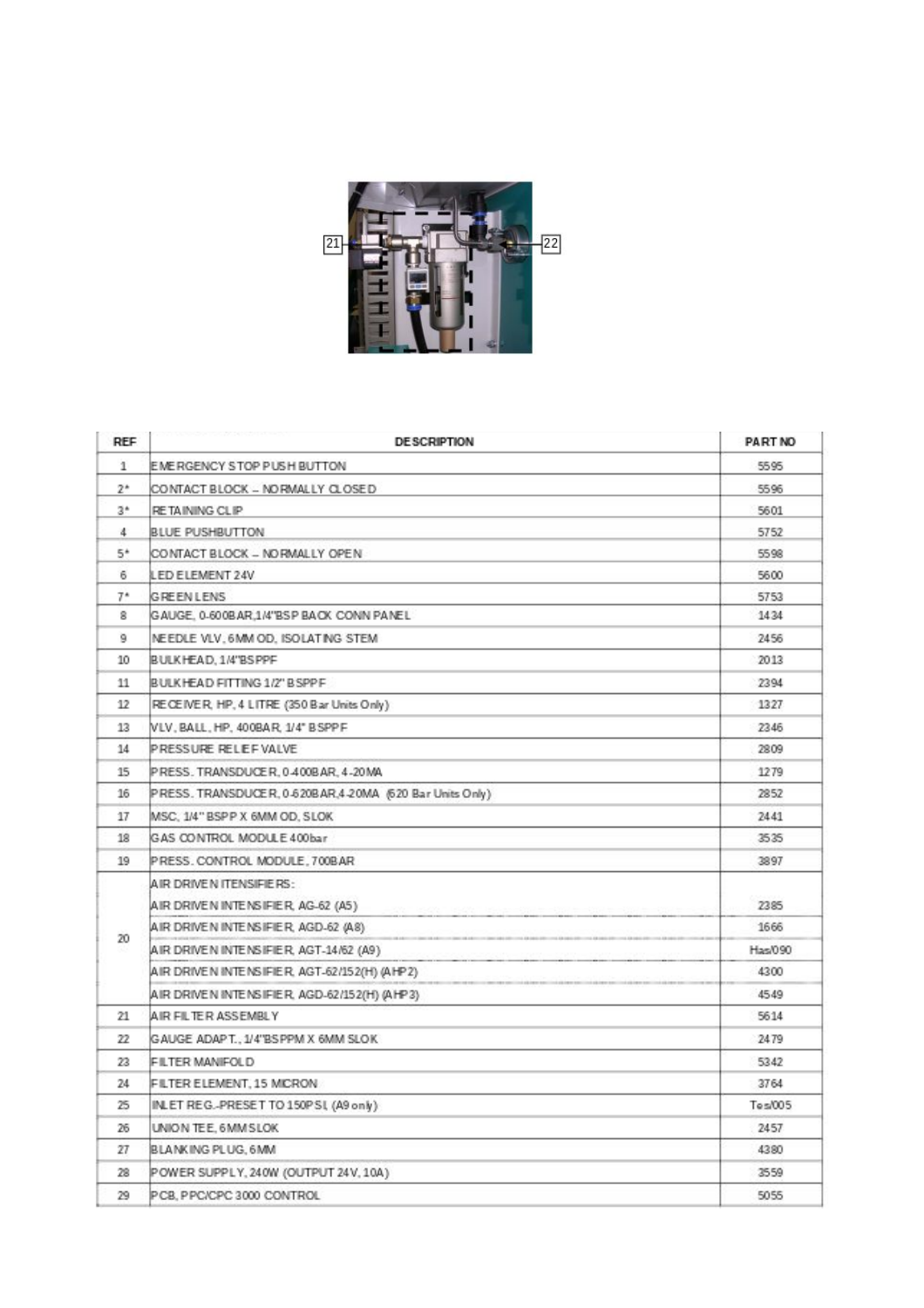21

22

| REF | DESCRIPTION | PART NO |
|---|---|---|
| 1 | EMERGENCY STOP PUSH BUTTON | 5595 |
| 2* | CONTACT BLOCK – NORMALLY CLOSED | 5596 |
| 3* | RETAINING CLIP | 5601 |
| 4 | BLUE PUSHBUTTON | 5752 |
| 5* | CONTACT BLOCK – NORMALLY OPEN | 5598 |
| 6 | LED ELEMENT 24V | 5600 |
| 7* | GREEN LENS | 5753 |
| 8 | GAUGE, 0-600BAR,1/4"BSP BACK CONN PANEL | 1434 |
| 9 | NEEDLE VLV, 6MM OD, ISOLATING STEM | 2456 |
| 10 | BULKHEAD, 1/4"BSPPF | 2013 |
| 11 | BULKHEAD FITTING 1/2" BSPPF | 2394 |
| 12 | RECEIVER, HP, 4 LITRE (350 Bar Units Only) | 1327 |
| 13 | VLV, BALL, HP, 400BAR, 1/4" BSPPF | 2346 |
| 14 | PRESSURE RELIEF VALVE | 2809 |
| 15 | PRESS. TRANSDUCER, 0-400BAR, 4-20MA | 1279 |
| 16 | PRESS. TRANSDUCER, 0-620BAR,4-20MA (620 Bar Units Only) | 2852 |
| 17 | MSC, 1/4" BSPP X 6MM OD, SLOK | 2441 |
| 18 | GAS CONTROL MODULE 400bar | 3535 |
| 19 | PRESS. CONTROL MODULE, 700BAR | 3897 |
| 20 | AIR DRIVEN ITENSIFIERS: | |
| | AIR DRIVEN INTENSIFIER, AG-62 (A5) | 2385 |
| | AIR DRIVEN INTENSIFIER, AGD-62 (A8) | 1666 |
| | AIR DRIVEN INTENSIFIER, AGT-14/62 (A9) | Has/090 |
| | AIR DRIVEN INTENSIFIER, AGT-62/152(H) (AHP2) | 4300 |
| | AIR DRIVEN INTENSIFIER, AGD-62/152(H) (AHP3) | 4549 |
| 21 | AIR FILTER ASSEMBLY | 5614 |
| 22 | GAUGE ADAPT., 1/4"BSPPM X 6MM SLOK | 2479 |
| 23 | FILTER MANIFOLD | 5342 |
| 24 | FILTER ELEMENT, 15 MICRON | 3764 |
| 25 | INLET REG.-PRESET TO 150PSI, (A9 only) | Tes/005 |
| 26 | UNION TEE, 6MM SLOK | 2457 |
| 27 | BLANKING PLUG, 6MM | 4380 |
| 28 | POWER SUPPLY, 240W (OUTPUT 24V, 10A) | 3559 |
| 29 | PCB, PPC/CPC 3000 CONTROL | 5055 |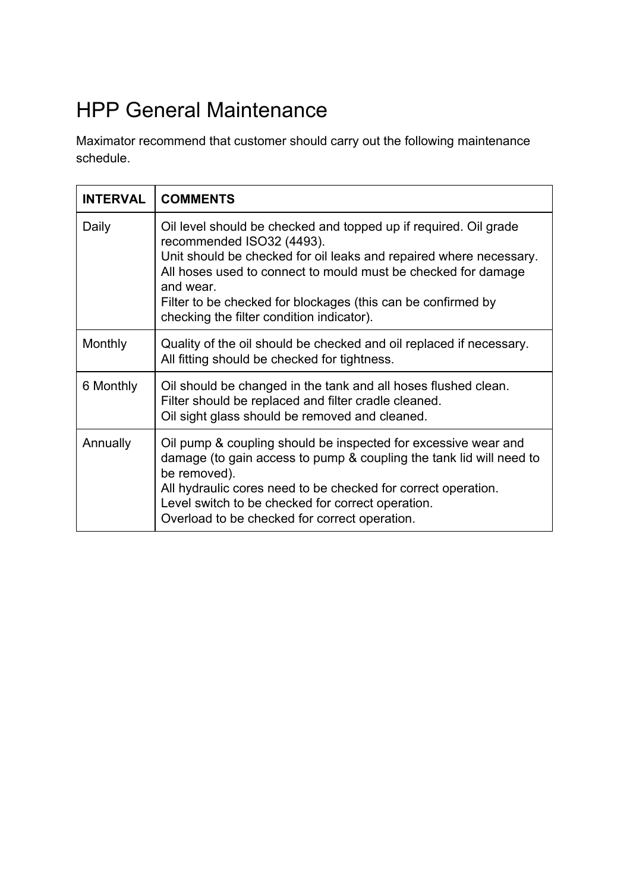# HPP General Maintenance

Maximator recommend that customer should carry out the following maintenance schedule.

| **INTERVAL** | **COMMENTS** |
|---|---|
| Daily | Oil level should be checked and topped up if required. Oil grade recommended ISO32 (4493).<br>Unit should be checked for oil leaks and repaired where necessary.<br>All hoses used to connect to mould must be checked for damage and wear.<br>Filter to be checked for blockages (this can be confirmed by checking the filter condition indicator). |
| Monthly | Quality of the oil should be checked and oil replaced if necessary.<br>All fitting should be checked for tightness. |
| 6 Monthly | Oil should be changed in the tank and all hoses flushed clean.<br>Filter should be replaced and filter cradle cleaned.<br>Oil sight glass should be removed and cleaned. |
| Annually | Oil pump & coupling should be inspected for excessive wear and damage (to gain access to pump & coupling the tank lid will need to be removed).<br>All hydraulic cores need to be checked for correct operation.<br>Level switch to be checked for correct operation.<br>Overload to be checked for correct operation. |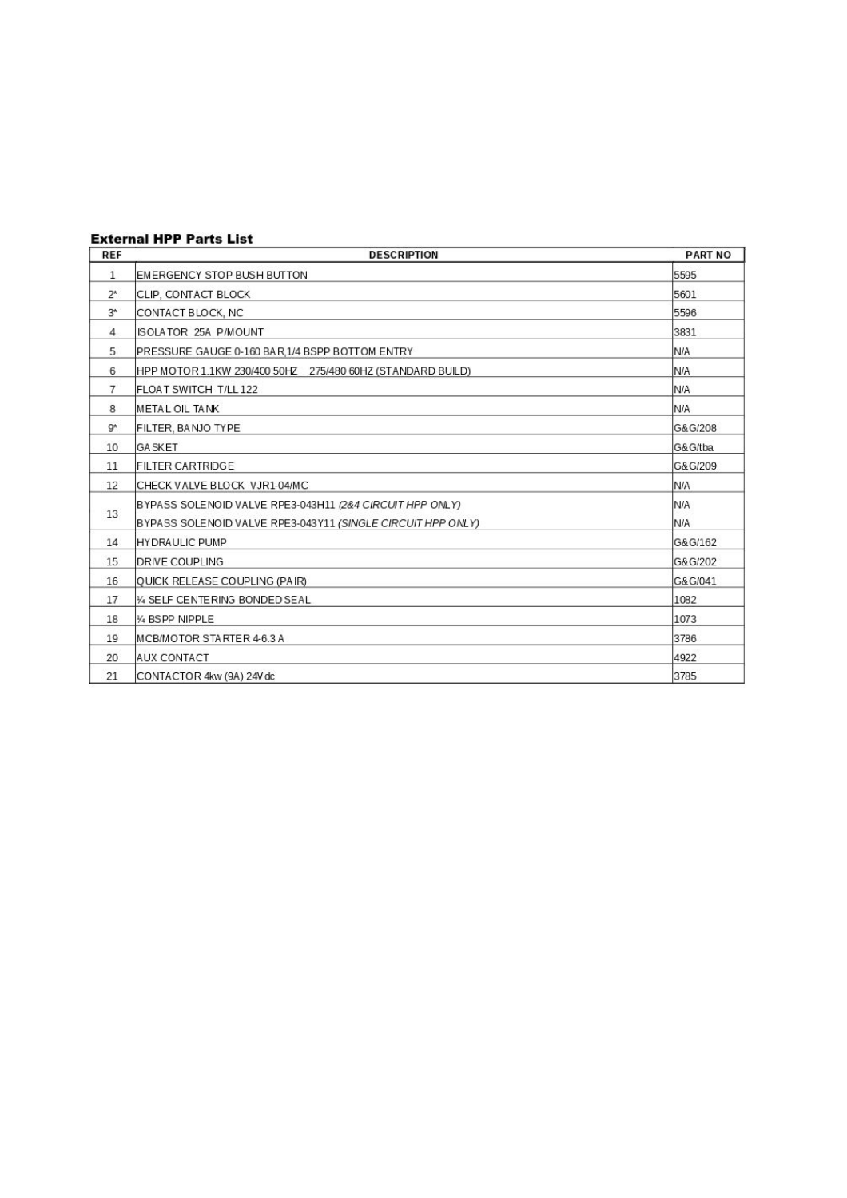### External HPP Parts List

| REF | DESCRIPTION | PART NO |
|---|---|---|
| 1 | EMERGENCY STOP BUSH BUTTON | 5595 |
| 2* | CLIP, CONTACT BLOCK | 5601 |
| 3* | CONTACT BLOCK, NC | 5596 |
| 4 | ISOLATOR 25A P/MOUNT | 3831 |
| 5 | PRESSURE GAUGE 0-160 BAR,1/4 BSPP BOTTOM ENTRY | N/A |
| 6 | HPP MOTOR 1.1KW 230/400 50HZ 275/480 60HZ (STANDARD BUILD) | N/A |
| 7 | FLOAT SWITCH T/LL 122 | N/A |
| 8 | METAL OIL TANK | N/A |
| 9* | FILTER, BANJO TYPE | G&G/208 |
| 10 | GASKET | G&G/tba |
| 11 | FILTER CARTRIDGE | G&G/209 |
| 12 | CHECK VALVE BLOCK VJR1-04/MC | N/A |
| 13 | BYPASS SOLENOID VALVE RPE3-043H11 *(2&4 CIRCUIT HPP ONLY)* | N/A |
| | BYPASS SOLENOID VALVE RPE3-043Y11 *(SINGLE CIRCUIT HPP ONLY)* | N/A |
| 14 | HYDRAULIC PUMP | G&G/162 |
| 15 | DRIVE COUPLING | G&G/202 |
| 16 | QUICK RELEASE COUPLING (PAIR) | G&G/041 |
| 17 | ¼ SELF CENTERING BONDED SEAL | 1082 |
| 18 | ¼ BSPP NIPPLE | 1073 |
| 19 | MCB/MOTOR STARTER 4-6.3 A | 3786 |
| 20 | AUX CONTACT | 4922 |
| 21 | CONTACTOR 4kw (9A) 24V dc | 3785 |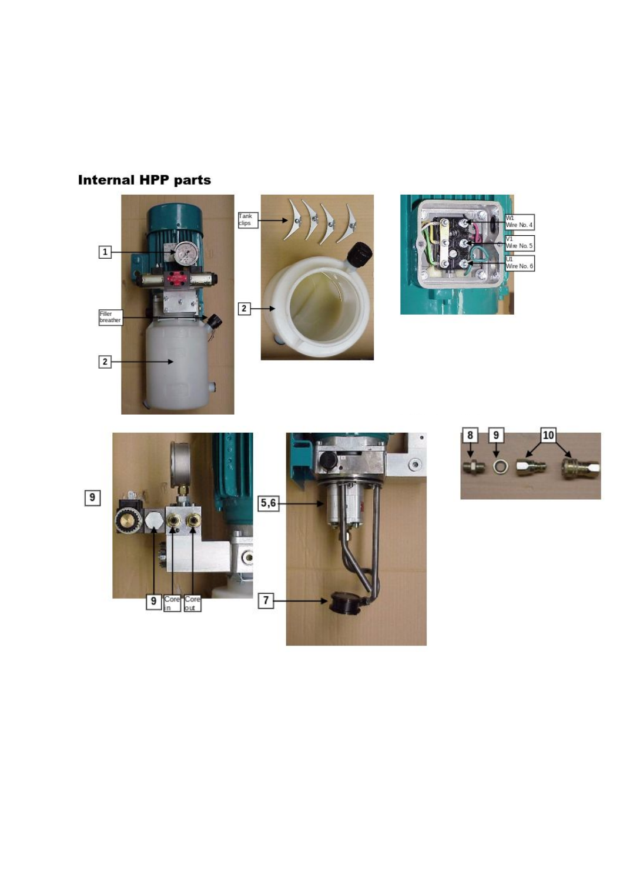## Internal HPP parts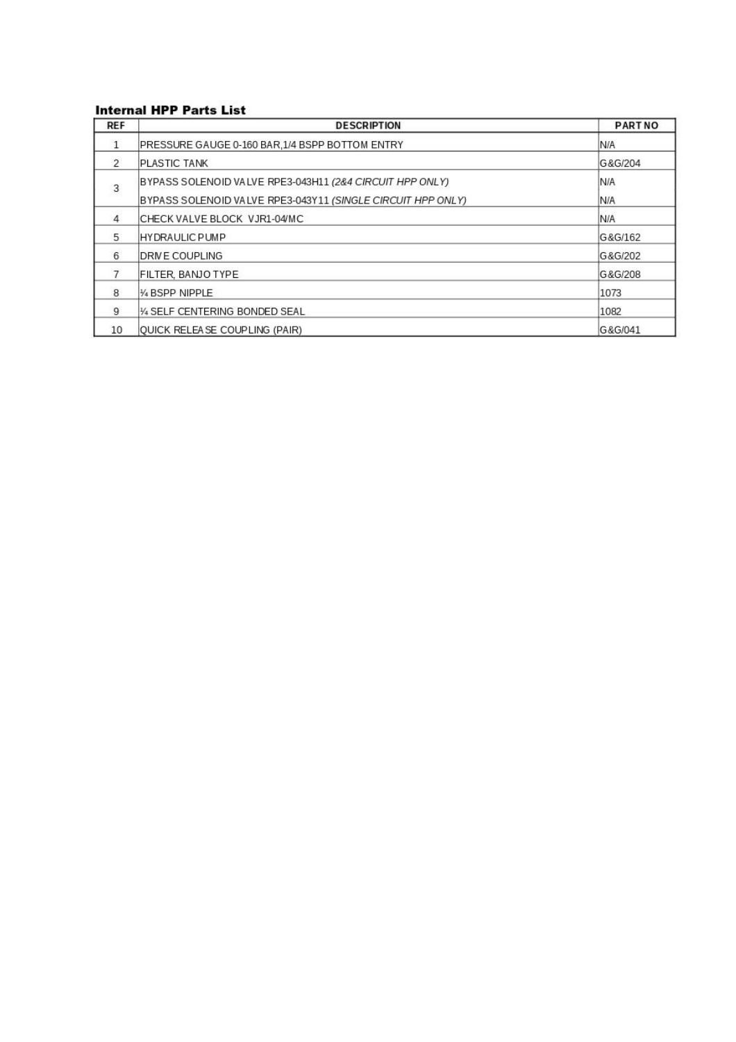**Internal HPP Parts List**

| REF | DESCRIPTION | PART NO |
|---|---|---|
| 1 | PRESSURE GAUGE 0-160 BAR,1/4 BSPP BOTTOM ENTRY | N/A |
| 2 | PLASTIC TANK | G&G/204 |
| 3 | BYPASS SOLENOID VALVE RPE3-043H11 *(2&4 CIRCUIT HPP ONLY)* | N/A |
| | BYPASS SOLENOID VALVE RPE3-043Y11 *(SINGLE CIRCUIT HPP ONLY)* | N/A |
| 4 | CHECK VALVE BLOCK VJR1-04/MC | N/A |
| 5 | HYDRAULIC PUMP | G&G/162 |
| 6 | DRIVE COUPLING | G&G/202 |
| 7 | FILTER, BANJO TYPE | G&G/208 |
| 8 | ¼ BSPP NIPPLE | 1073 |
| 9 | ¼ SELF CENTERING BONDED SEAL | 1082 |
| 10 | QUICK RELEASE COUPLING (PAIR) | G&G/041 |